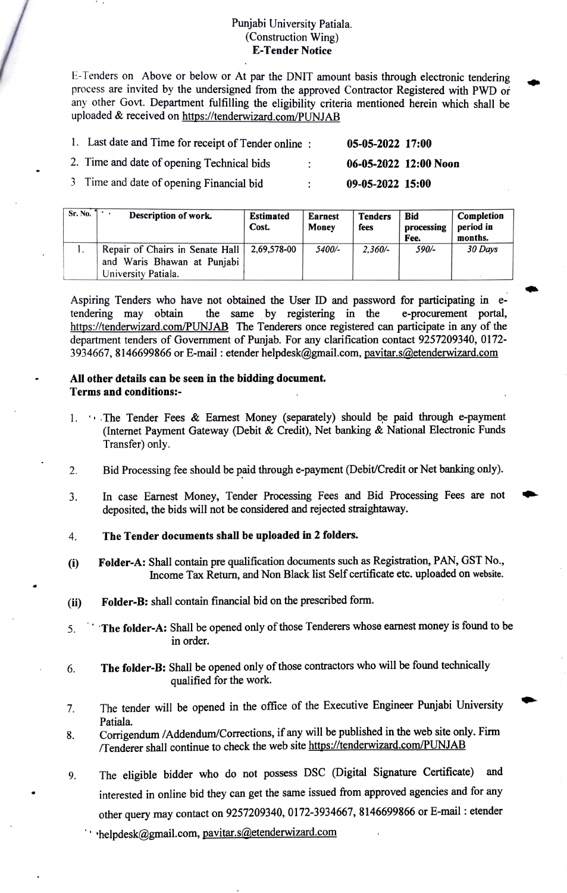# Punjabi University Patiala.
## (Construction Wing)
## E-Tender Notice

E-Tenders on Above or below or At par the DNIT amount basis through electronic tendering process are invited by the undersigned from the approved Contractor Registered with PWD or any other Govt. Department fulfilling the eligibility criteria mentioned herein which shall be uploaded & received on https://tenderwizard.com/PUNJAB

1. Last date and Time for receipt of Tender online : **05-05-2022 17:00**
2. Time and date of opening Technical bids : **06-05-2022 12:00 Noon**
3. Time and date of opening Financial bid : **09-05-2022 15:00**

| Sr. No. | Description of work. | Estimated Cost. | Earnest Money | Tenders fees | Bid processing Fee. | Completion period in months. |
|---|---|---|---|---|---|---|
| 1. | Repair of Chairs in Senate Hall and Waris Bhawan at Punjabi University Patiala. | 2,69,578-00 | *5400/-* | *2,360/-* | *590/-* | *30 Days* |

Aspiring Tenders who have not obtained the User ID and password for participating in e-tendering may obtain the same by registering in the e-procurement portal, https://tenderwizard.com/PUNJAB The Tenderers once registered can participate in any of the department tenders of Government of Punjab. For any clarification contact 9257209340, 0172-3934667, 8146699866 or E-mail : etender helpdesk@gmail.com, pavitar.s@etenderwizard.com

**All other details can be seen in the bidding document.**
**Terms and conditions:-**

1. The Tender Fees & Earnest Money (separately) should be paid through e-payment (Internet Payment Gateway (Debit & Credit), Net banking & National Electronic Funds Transfer) only.
2. Bid Processing fee should be paid through e-payment (Debit/Credit or Net banking only).
3. In case Earnest Money, Tender Processing Fees and Bid Processing Fees are not deposited, the bids will not be considered and rejected straightaway.
4. **The Tender documents shall be uploaded in 2 folders.**

   (i) **Folder-A:** Shall contain pre qualification documents such as Registration, PAN, GST No., Income Tax Return, and Non Black list Self certificate etc. uploaded on website.

   (ii) **Folder-B:** shall contain financial bid on the prescribed form.

5. **The folder-A:** Shall be opened only of those Tenderers whose earnest money is found to be in order.
6. **The folder-B:** Shall be opened only of those contractors who will be found technically qualified for the work.
7. The tender will be opened in the office of the Executive Engineer Punjabi University Patiala.
8. Corrigendum /Addendum/Corrections, if any will be published in the web site only. Firm /Tenderer shall continue to check the web site https://tenderwizard.com/PUNJAB
9. The eligible bidder who do not possess DSC (Digital Signature Certificate) and interested in online bid they can get the same issued from approved agencies and for any other query may contact on 9257209340, 0172-3934667, 8146699866 or E-mail : etender helpdesk@gmail.com, pavitar.s@etenderwizard.com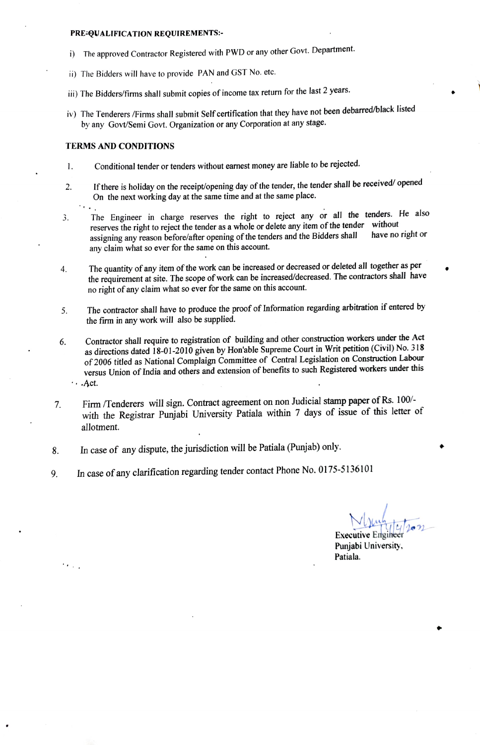**PRE-QUALIFICATION REQUIREMENTS:-**

i) The approved Contractor Registered with PWD or any other Govt. Department.

ii) The Bidders will have to provide PAN and GST No. etc.

iii) The Bidders/firms shall submit copies of income tax return for the last 2 years.

iv) The Tenderers /Firms shall submit Self certification that they have not been debarred/black listed by any Govt/Semi Govt. Organization or any Corporation at any stage.

**TERMS AND CONDITIONS**

1. Conditional tender or tenders without earnest money are liable to be rejected.

2. If there is holiday on the receipt/opening day of the tender, the tender shall be received/ opened On the next working day at the same time and at the same place.

3. The Engineer in charge reserves the right to reject any or all the tenders. He also reserves the right to reject the tender as a whole or delete any item of the tender without assigning any reason before/after opening of the tenders and the Bidders shall have no right or any claim what so ever for the same on this account.

4. The quantity of any item of the work can be increased or decreased or deleted all together as per the requirement at site. The scope of work can be increased/decreased. The contractors shall have no right of any claim what so ever for the same on this account.

5. The contractor shall have to produce the proof of Information regarding arbitration if entered by the firm in any work will also be supplied.

6. Contractor shall require to registration of building and other construction workers under the Act as directions dated 18-01-2010 given by Hon'able Supreme Court in Writ petition (Civil) No. 318 of 2006 titled as National Complaign Committee of Central Legislation on Construction Labour versus Union of India and others and extension of benefits to such Registered workers under this Act.

7. Firm /Tenderers will sign. Contract agreement on non Judicial stamp paper of Rs. 100/- with the Registrar Punjabi University Patiala within 7 days of issue of this letter of allotment.

8. In case of any dispute, the jurisdiction will be Patiala (Punjab) only.

9. In case of any clarification regarding tender contact Phone No. 0175-5136101

Executive Engineer
Punjabi University,
Patiala.